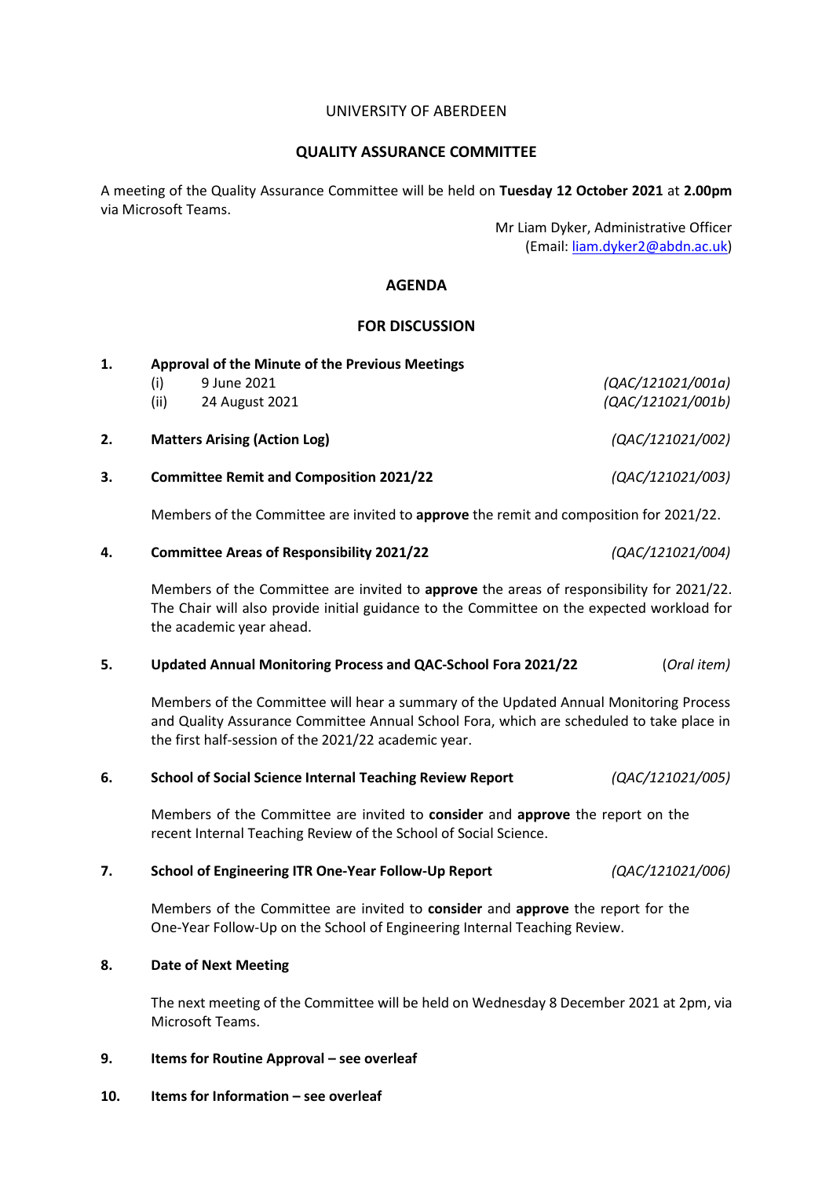UNIVERSITY OF ABERDEEN

# QUALITY ASSURANCE COMMITTEE

A meeting of the Quality Assurance Committee will be held on **Tuesday 12 October 2021** at **2.00pm** via Microsoft Teams.

Mr Liam Dyker, Administrative Officer
(Email: liam.dyker2@abdn.ac.uk)

## AGENDA

## FOR DISCUSSION

**1. Approval of the Minute of the Previous Meetings**

(i) 9 June 2021 *(QAC/121021/001a)*
(ii) 24 August 2021 *(QAC/121021/001b)*

**2. Matters Arising (Action Log)** *(QAC/121021/002)*

**3. Committee Remit and Composition 2021/22** *(QAC/121021/003)*

Members of the Committee are invited to **approve** the remit and composition for 2021/22.

**4. Committee Areas of Responsibility 2021/22** *(QAC/121021/004)*

Members of the Committee are invited to **approve** the areas of responsibility for 2021/22. The Chair will also provide initial guidance to the Committee on the expected workload for the academic year ahead.

**5. Updated Annual Monitoring Process and QAC-School Fora 2021/22** (*Oral item*)

Members of the Committee will hear a summary of the Updated Annual Monitoring Process and Quality Assurance Committee Annual School Fora, which are scheduled to take place in the first half-session of the 2021/22 academic year.

**6. School of Social Science Internal Teaching Review Report** *(QAC/121021/005)*

Members of the Committee are invited to **consider** and **approve** the report on the recent Internal Teaching Review of the School of Social Science.

**7. School of Engineering ITR One-Year Follow-Up Report** *(QAC/121021/006)*

Members of the Committee are invited to **consider** and **approve** the report for the One-Year Follow-Up on the School of Engineering Internal Teaching Review.

**8. Date of Next Meeting**

The next meeting of the Committee will be held on Wednesday 8 December 2021 at 2pm, via Microsoft Teams.

**9. Items for Routine Approval – see overleaf**

**10. Items for Information – see overleaf**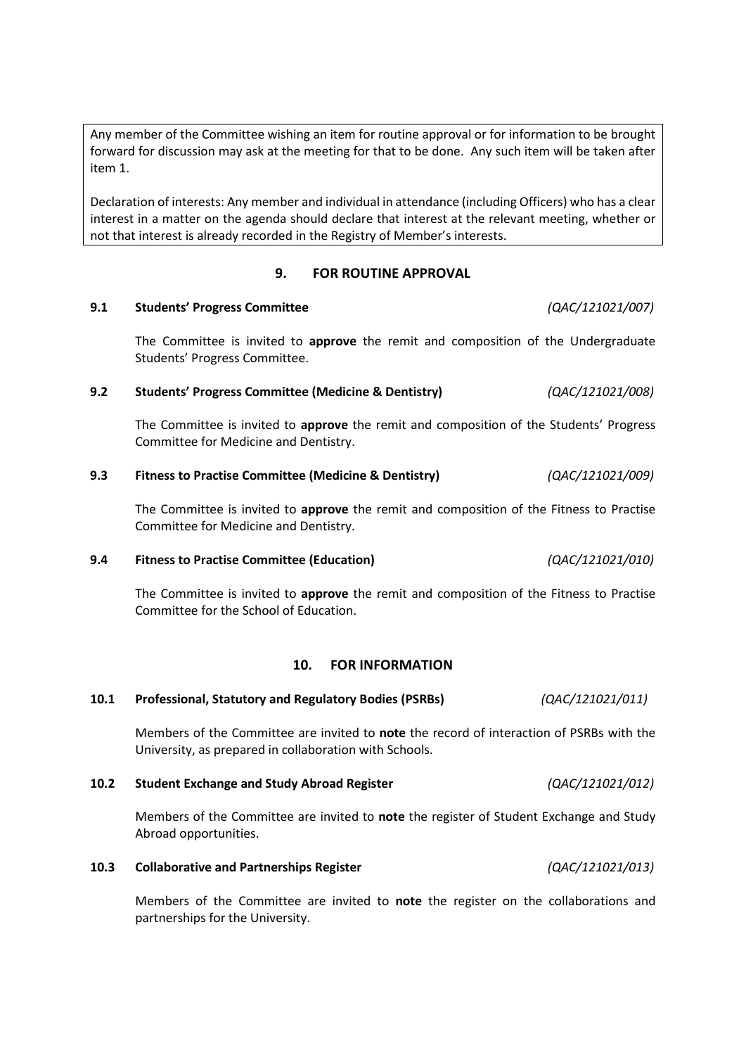Any member of the Committee wishing an item for routine approval or for information to be brought forward for discussion may ask at the meeting for that to be done. Any such item will be taken after item 1.

Declaration of interests: Any member and individual in attendance (including Officers) who has a clear interest in a matter on the agenda should declare that interest at the relevant meeting, whether or not that interest is already recorded in the Registry of Member's interests.

## 9. FOR ROUTINE APPROVAL

### 9.1 Students' Progress Committee *(QAC/121021/007)*

The Committee is invited to **approve** the remit and composition of the Undergraduate Students' Progress Committee.

### 9.2 Students' Progress Committee (Medicine & Dentistry) *(QAC/121021/008)*

The Committee is invited to **approve** the remit and composition of the Students' Progress Committee for Medicine and Dentistry.

### 9.3 Fitness to Practise Committee (Medicine & Dentistry) *(QAC/121021/009)*

The Committee is invited to **approve** the remit and composition of the Fitness to Practise Committee for Medicine and Dentistry.

### 9.4 Fitness to Practise Committee (Education) *(QAC/121021/010)*

The Committee is invited to **approve** the remit and composition of the Fitness to Practise Committee for the School of Education.

## 10. FOR INFORMATION

### 10.1 Professional, Statutory and Regulatory Bodies (PSRBs) *(QAC/121021/011)*

Members of the Committee are invited to **note** the record of interaction of PSRBs with the University, as prepared in collaboration with Schools.

### 10.2 Student Exchange and Study Abroad Register *(QAC/121021/012)*

Members of the Committee are invited to **note** the register of Student Exchange and Study Abroad opportunities.

### 10.3 Collaborative and Partnerships Register *(QAC/121021/013)*

Members of the Committee are invited to **note** the register on the collaborations and partnerships for the University.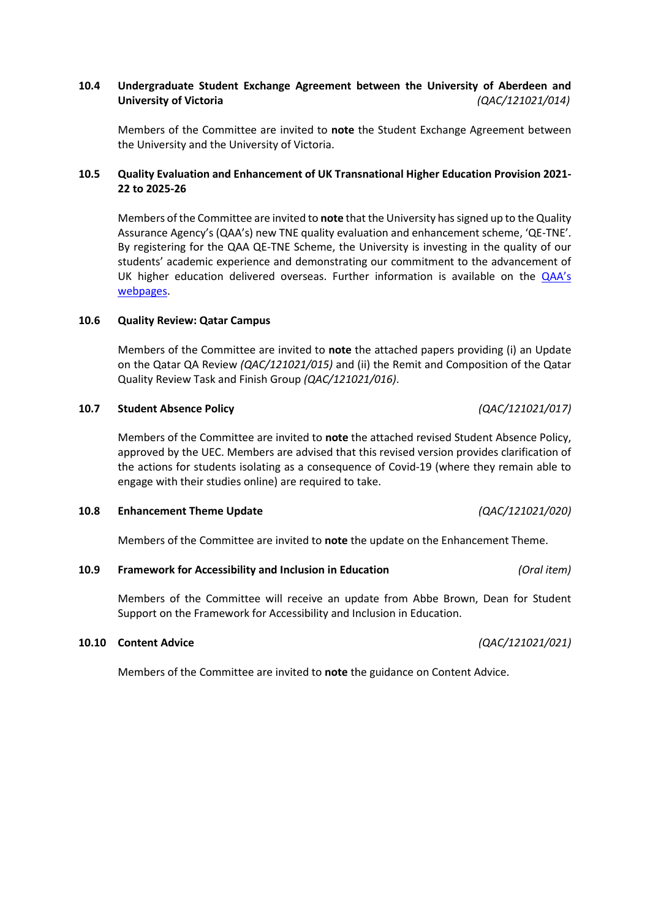### 10.4 Undergraduate Student Exchange Agreement between the University of Aberdeen and University of Victoria *(QAC/121021/014)*

Members of the Committee are invited to **note** the Student Exchange Agreement between the University and the University of Victoria.

### 10.5 Quality Evaluation and Enhancement of UK Transnational Higher Education Provision 2021-22 to 2025-26

Members of the Committee are invited to **note** that the University has signed up to the Quality Assurance Agency's (QAA's) new TNE quality evaluation and enhancement scheme, 'QE-TNE'. By registering for the QAA QE-TNE Scheme, the University is investing in the quality of our students' academic experience and demonstrating our commitment to the advancement of UK higher education delivered overseas. Further information is available on the [QAA's webpages](QAA's webpages).

### 10.6 Quality Review: Qatar Campus

Members of the Committee are invited to **note** the attached papers providing (i) an Update on the Qatar QA Review *(QAC/121021/015)* and (ii) the Remit and Composition of the Qatar Quality Review Task and Finish Group *(QAC/121021/016)*.

### 10.7 Student Absence Policy *(QAC/121021/017)*

Members of the Committee are invited to **note** the attached revised Student Absence Policy, approved by the UEC. Members are advised that this revised version provides clarification of the actions for students isolating as a consequence of Covid-19 (where they remain able to engage with their studies online) are required to take.

### 10.8 Enhancement Theme Update *(QAC/121021/020)*

Members of the Committee are invited to **note** the update on the Enhancement Theme.

### 10.9 Framework for Accessibility and Inclusion in Education *(Oral item)*

Members of the Committee will receive an update from Abbe Brown, Dean for Student Support on the Framework for Accessibility and Inclusion in Education.

### 10.10 Content Advice *(QAC/121021/021)*

Members of the Committee are invited to **note** the guidance on Content Advice.